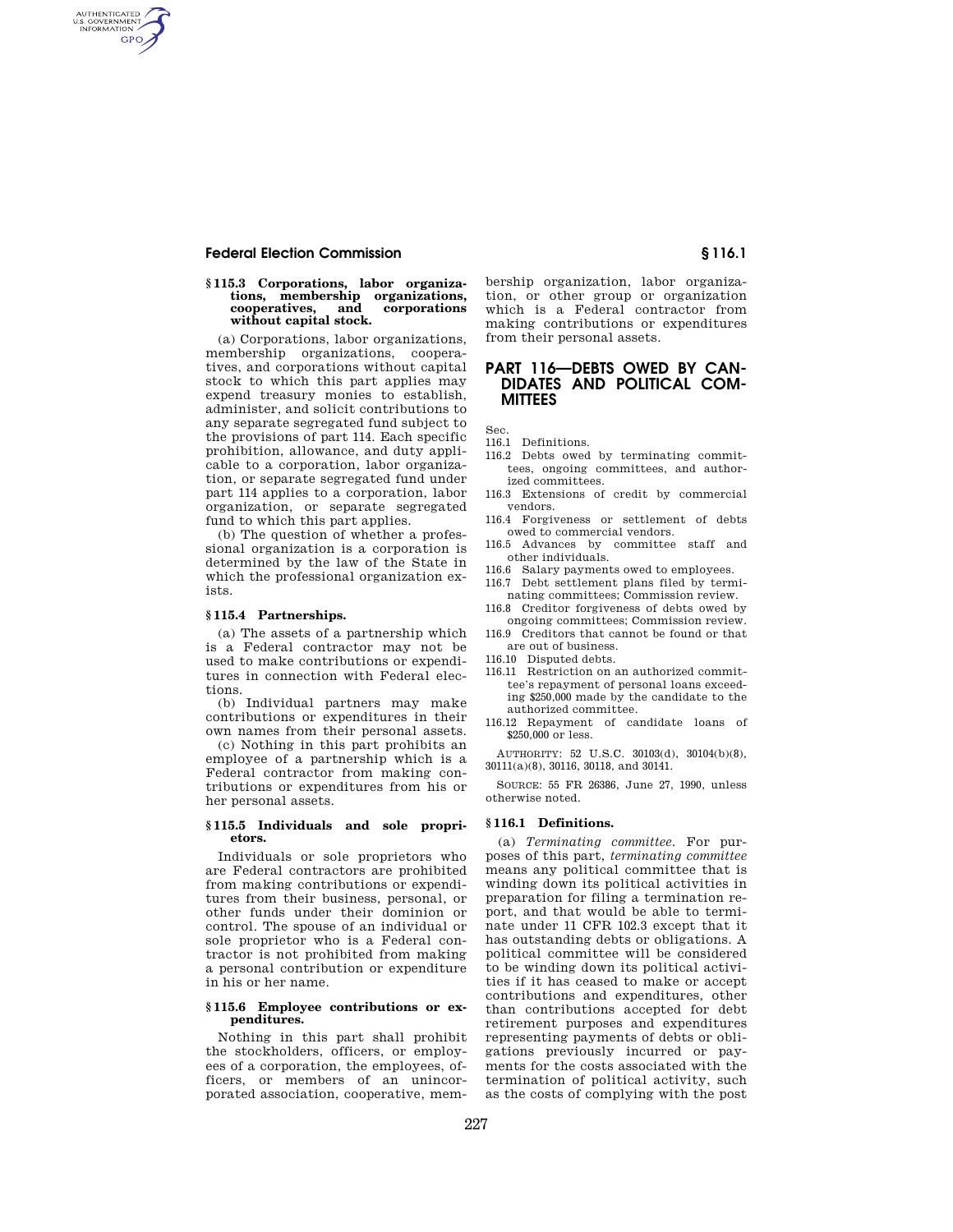### § 115.3 Corporations, labor organizations, membership organizations, cooperatives, and corporations without capital stock.

(a) Corporations, labor organizations, membership organizations, cooperatives, and corporations without capital stock to which this part applies may expend treasury monies to establish, administer, and solicit contributions to any separate segregated fund subject to the provisions of part 114. Each specific prohibition, allowance, and duty applicable to a corporation, labor organization, or separate segregated fund under part 114 applies to a corporation, labor organization, or separate segregated fund to which this part applies.

(b) The question of whether a professional organization is a corporation is determined by the law of the State in which the professional organization exists.

### § 115.4 Partnerships.

(a) The assets of a partnership which is a Federal contractor may not be used to make contributions or expenditures in connection with Federal elections.

(b) Individual partners may make contributions or expenditures in their own names from their personal assets.

(c) Nothing in this part prohibits an employee of a partnership which is a Federal contractor from making contributions or expenditures from his or her personal assets.

### § 115.5 Individuals and sole proprietors.

Individuals or sole proprietors who are Federal contractors are prohibited from making contributions or expenditures from their business, personal, or other funds under their dominion or control. The spouse of an individual or sole proprietor who is a Federal contractor is not prohibited from making a personal contribution or expenditure in his or her name.

### § 115.6 Employee contributions or expenditures.

Nothing in this part shall prohibit the stockholders, officers, or employees of a corporation, the employees, officers, or members of an unincorporated association, cooperative, membership organization, labor organization, or other group or organization which is a Federal contractor from making contributions or expenditures from their personal assets.

## PART 116—DEBTS OWED BY CANDIDATES AND POLITICAL COMMITTEES

Sec.
- 116.1 Definitions.
- 116.2 Debts owed by terminating committees, ongoing committees, and authorized committees.
- 116.3 Extensions of credit by commercial vendors.
- 116.4 Forgiveness or settlement of debts owed to commercial vendors.
- 116.5 Advances by committee staff and other individuals.
- 116.6 Salary payments owed to employees.
- 116.7 Debt settlement plans filed by terminating committees; Commission review.
- 116.8 Creditor forgiveness of debts owed by ongoing committees; Commission review.
- 116.9 Creditors that cannot be found or that are out of business.
- 116.10 Disputed debts.
- 116.11 Restriction on an authorized committee's repayment of personal loans exceeding $250,000 made by the candidate to the authorized committee.
- 116.12 Repayment of candidate loans of $250,000 or less.

AUTHORITY: 52 U.S.C. 30103(d), 30104(b)(8), 30111(a)(8), 30116, 30118, and 30141.

SOURCE: 55 FR 26386, June 27, 1990, unless otherwise noted.

### § 116.1 Definitions.

(a) *Terminating committee.* For purposes of this part, *terminating committee* means any political committee that is winding down its political activities in preparation for filing a termination report, and that would be able to terminate under 11 CFR 102.3 except that it has outstanding debts or obligations. A political committee will be considered to be winding down its political activities if it has ceased to make or accept contributions and expenditures, other than contributions accepted for debt retirement purposes and expenditures representing payments of debts or obligations previously incurred or payments for the costs associated with the termination of political activity, such as the costs of complying with the post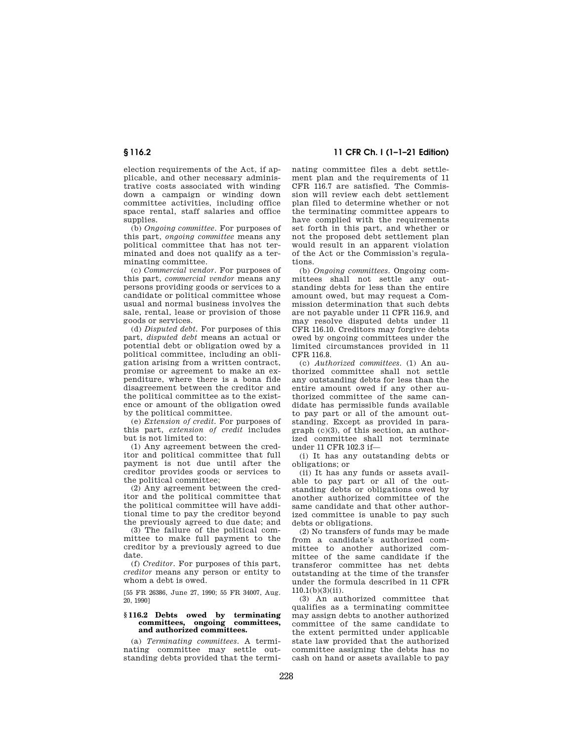election requirements of the Act, if applicable, and other necessary administrative costs associated with winding down a campaign or winding down committee activities, including office space rental, staff salaries and office supplies.

(b) *Ongoing committee.* For purposes of this part, *ongoing committee* means any political committee that has not terminated and does not qualify as a terminating committee.

(c) *Commercial vendor.* For purposes of this part, *commercial vendor* means any persons providing goods or services to a candidate or political committee whose usual and normal business involves the sale, rental, lease or provision of those goods or services.

(d) *Disputed debt.* For purposes of this part, *disputed debt* means an actual or potential debt or obligation owed by a political committee, including an obligation arising from a written contract, promise or agreement to make an expenditure, where there is a bona fide disagreement between the creditor and the political committee as to the existence or amount of the obligation owed by the political committee.

(e) *Extension of credit.* For purposes of this part, *extension of credit* includes but is not limited to:

(1) Any agreement between the creditor and political committee that full payment is not due until after the creditor provides goods or services to the political committee;

(2) Any agreement between the creditor and the political committee that the political committee will have additional time to pay the creditor beyond the previously agreed to due date; and

(3) The failure of the political committee to make full payment to the creditor by a previously agreed to due date.

(f) *Creditor.* For purposes of this part, *creditor* means any person or entity to whom a debt is owed.

[55 FR 26386, June 27, 1990; 55 FR 34007, Aug. 20, 1990]

### § 116.2 Debts owed by terminating committees, ongoing committees, and authorized committees.

(a) *Terminating committees.* A terminating committee may settle outstanding debts provided that the terminating committee files a debt settlement plan and the requirements of 11 CFR 116.7 are satisfied. The Commission will review each debt settlement plan filed to determine whether or not the terminating committee appears to have complied with the requirements set forth in this part, and whether or not the proposed debt settlement plan would result in an apparent violation of the Act or the Commission's regulations.

(b) *Ongoing committees.* Ongoing committees shall not settle any outstanding debts for less than the entire amount owed, but may request a Commission determination that such debts are not payable under 11 CFR 116.9, and may resolve disputed debts under 11 CFR 116.10. Creditors may forgive debts owed by ongoing committees under the limited circumstances provided in 11 CFR 116.8.

(c) *Authorized committees.* (1) An authorized committee shall not settle any outstanding debts for less than the entire amount owed if any other authorized committee of the same candidate has permissible funds available to pay part or all of the amount outstanding. Except as provided in paragraph (c)(3), of this section, an authorized committee shall not terminate under 11 CFR 102.3 if—

(i) It has any outstanding debts or obligations; or

(ii) It has any funds or assets available to pay part or all of the outstanding debts or obligations owed by another authorized committee of the same candidate and that other authorized committee is unable to pay such debts or obligations.

(2) No transfers of funds may be made from a candidate's authorized committee to another authorized committee of the same candidate if the transferor committee has net debts outstanding at the time of the transfer under the formula described in 11 CFR 110.1(b)(3)(ii).

(3) An authorized committee that qualifies as a terminating committee may assign debts to another authorized committee of the same candidate to the extent permitted under applicable state law provided that the authorized committee assigning the debts has no cash on hand or assets available to pay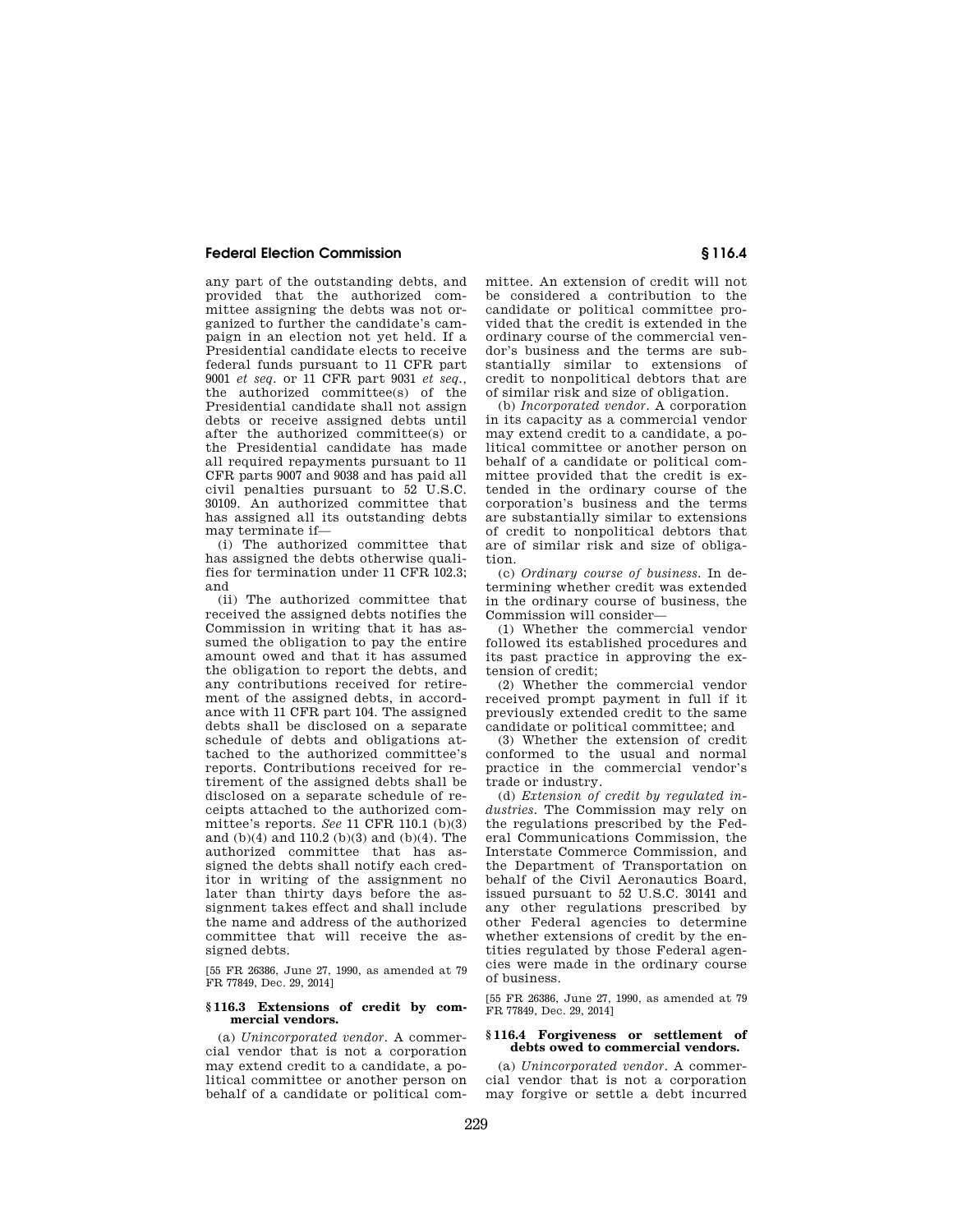any part of the outstanding debts, and provided that the authorized committee assigning the debts was not organized to further the candidate's campaign in an election not yet held. If a Presidential candidate elects to receive federal funds pursuant to 11 CFR part 9001 *et seq.* or 11 CFR part 9031 *et seq.*, the authorized committee(s) of the Presidential candidate shall not assign debts or receive assigned debts until after the authorized committee(s) or the Presidential candidate has made all required repayments pursuant to 11 CFR parts 9007 and 9038 and has paid all civil penalties pursuant to 52 U.S.C. 30109. An authorized committee that has assigned all its outstanding debts may terminate if—

(i) The authorized committee that has assigned the debts otherwise qualifies for termination under 11 CFR 102.3; and

(ii) The authorized committee that received the assigned debts notifies the Commission in writing that it has assumed the obligation to pay the entire amount owed and that it has assumed the obligation to report the debts, and any contributions received for retirement of the assigned debts, in accordance with 11 CFR part 104. The assigned debts shall be disclosed on a separate schedule of debts and obligations attached to the authorized committee's reports. Contributions received for retirement of the assigned debts shall be disclosed on a separate schedule of receipts attached to the authorized committee's reports. *See* 11 CFR 110.1 (b)(3) and (b)(4) and 110.2 (b)(3) and (b)(4). The authorized committee that has assigned the debts shall notify each creditor in writing of the assignment no later than thirty days before the assignment takes effect and shall include the name and address of the authorized committee that will receive the assigned debts.

[55 FR 26386, June 27, 1990, as amended at 79 FR 77849, Dec. 29, 2014]

## § 116.3 Extensions of credit by commercial vendors.

(a) *Unincorporated vendor.* A commercial vendor that is not a corporation may extend credit to a candidate, a political committee or another person on behalf of a candidate or political committee. An extension of credit will not be considered a contribution to the candidate or political committee provided that the credit is extended in the ordinary course of the commercial vendor's business and the terms are substantially similar to extensions of credit to nonpolitical debtors that are of similar risk and size of obligation.

(b) *Incorporated vendor.* A corporation in its capacity as a commercial vendor may extend credit to a candidate, a political committee or another person on behalf of a candidate or political committee provided that the credit is extended in the ordinary course of the corporation's business and the terms are substantially similar to extensions of credit to nonpolitical debtors that are of similar risk and size of obligation.

(c) *Ordinary course of business.* In determining whether credit was extended in the ordinary course of business, the Commission will consider—

(1) Whether the commercial vendor followed its established procedures and its past practice in approving the extension of credit;

(2) Whether the commercial vendor received prompt payment in full if it previously extended credit to the same candidate or political committee; and

(3) Whether the extension of credit conformed to the usual and normal practice in the commercial vendor's trade or industry.

(d) *Extension of credit by regulated industries.* The Commission may rely on the regulations prescribed by the Federal Communications Commission, the Interstate Commerce Commission, and the Department of Transportation on behalf of the Civil Aeronautics Board, issued pursuant to 52 U.S.C. 30141 and any other regulations prescribed by other Federal agencies to determine whether extensions of credit by the entities regulated by those Federal agencies were made in the ordinary course of business.

[55 FR 26386, June 27, 1990, as amended at 79 FR 77849, Dec. 29, 2014]

## § 116.4 Forgiveness or settlement of debts owed to commercial vendors.

(a) *Unincorporated vendor.* A commercial vendor that is not a corporation may forgive or settle a debt incurred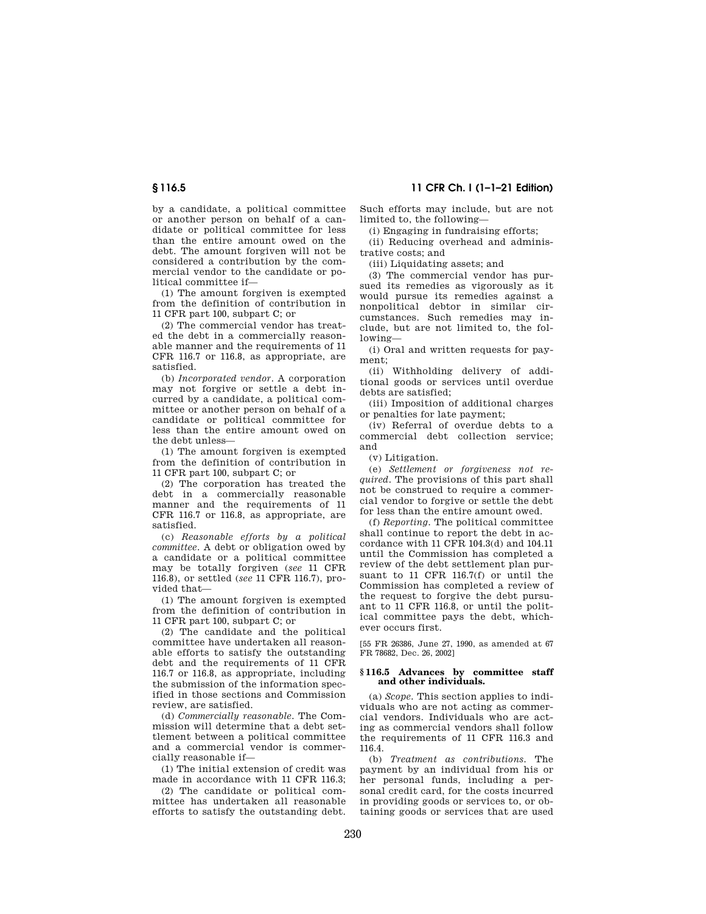by a candidate, a political committee or another person on behalf of a candidate or political committee for less than the entire amount owed on the debt. The amount forgiven will not be considered a contribution by the commercial vendor to the candidate or political committee if—

(1) The amount forgiven is exempted from the definition of contribution in 11 CFR part 100, subpart C; or

(2) The commercial vendor has treated the debt in a commercially reasonable manner and the requirements of 11 CFR 116.7 or 116.8, as appropriate, are satisfied.

(b) *Incorporated vendor.* A corporation may not forgive or settle a debt incurred by a candidate, a political committee or another person on behalf of a candidate or political committee for less than the entire amount owed on the debt unless—

(1) The amount forgiven is exempted from the definition of contribution in 11 CFR part 100, subpart C; or

(2) The corporation has treated the debt in a commercially reasonable manner and the requirements of 11 CFR 116.7 or 116.8, as appropriate, are satisfied.

(c) *Reasonable efforts by a political committee.* A debt or obligation owed by a candidate or a political committee may be totally forgiven (*see* 11 CFR 116.8), or settled (*see* 11 CFR 116.7), provided that—

(1) The amount forgiven is exempted from the definition of contribution in 11 CFR part 100, subpart C; or

(2) The candidate and the political committee have undertaken all reasonable efforts to satisfy the outstanding debt and the requirements of 11 CFR 116.7 or 116.8, as appropriate, including the submission of the information specified in those sections and Commission review, are satisfied.

(d) *Commercially reasonable.* The Commission will determine that a debt settlement between a political committee and a commercial vendor is commercially reasonable if—

(1) The initial extension of credit was made in accordance with 11 CFR 116.3;

(2) The candidate or political committee has undertaken all reasonable efforts to satisfy the outstanding debt. Such efforts may include, but are not limited to, the following—

(i) Engaging in fundraising efforts;

(ii) Reducing overhead and administrative costs; and

(iii) Liquidating assets; and

(3) The commercial vendor has pursued its remedies as vigorously as it would pursue its remedies against a nonpolitical debtor in similar circumstances. Such remedies may include, but are not limited to, the following—

(i) Oral and written requests for payment;

(ii) Withholding delivery of additional goods or services until overdue debts are satisfied;

(iii) Imposition of additional charges or penalties for late payment;

(iv) Referral of overdue debts to a commercial debt collection service; and

(v) Litigation.

(e) *Settlement or forgiveness not required.* The provisions of this part shall not be construed to require a commercial vendor to forgive or settle the debt for less than the entire amount owed.

(f) *Reporting.* The political committee shall continue to report the debt in accordance with 11 CFR 104.3(d) and 104.11 until the Commission has completed a review of the debt settlement plan pursuant to 11 CFR 116.7(f) or until the Commission has completed a review of the request to forgive the debt pursuant to 11 CFR 116.8, or until the political committee pays the debt, whichever occurs first.

[55 FR 26386, June 27, 1990, as amended at 67 FR 78682, Dec. 26, 2002]

### § 116.5 Advances by committee staff and other individuals.

(a) *Scope.* This section applies to individuals who are not acting as commercial vendors. Individuals who are acting as commercial vendors shall follow the requirements of 11 CFR 116.3 and 116.4.

(b) *Treatment as contributions.* The payment by an individual from his or her personal funds, including a personal credit card, for the costs incurred in providing goods or services to, or obtaining goods or services that are used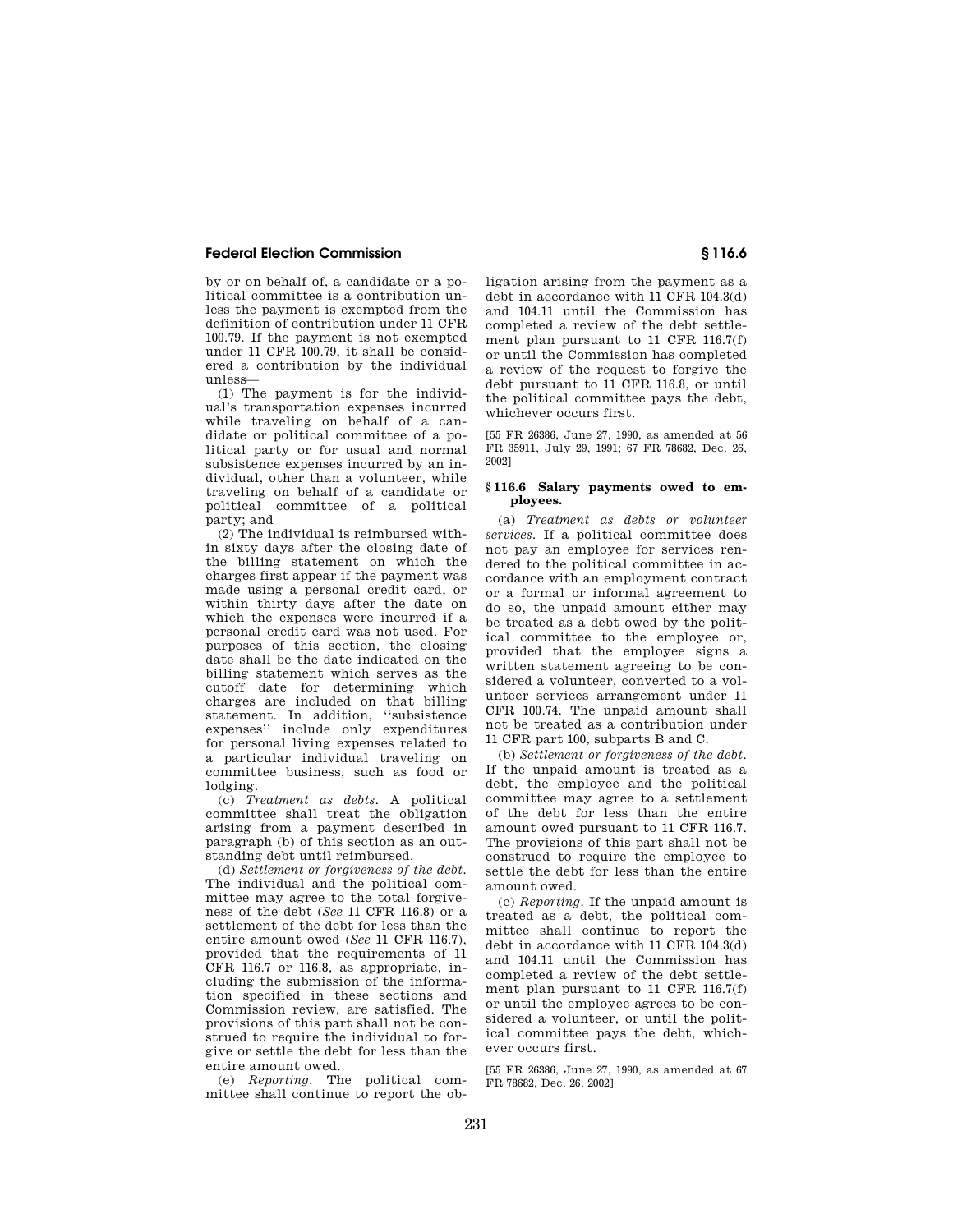by or on behalf of, a candidate or a political committee is a contribution unless the payment is exempted from the definition of contribution under 11 CFR 100.79. If the payment is not exempted under 11 CFR 100.79, it shall be considered a contribution by the individual unless—

(1) The payment is for the individual's transportation expenses incurred while traveling on behalf of a candidate or political committee of a political party or for usual and normal subsistence expenses incurred by an individual, other than a volunteer, while traveling on behalf of a candidate or political committee of a political party; and

(2) The individual is reimbursed within sixty days after the closing date of the billing statement on which the charges first appear if the payment was made using a personal credit card, or within thirty days after the date on which the expenses were incurred if a personal credit card was not used. For purposes of this section, the closing date shall be the date indicated on the billing statement which serves as the cutoff date for determining which charges are included on that billing statement. In addition, "subsistence expenses" include only expenditures for personal living expenses related to a particular individual traveling on committee business, such as food or lodging.

(c) *Treatment as debts.* A political committee shall treat the obligation arising from a payment described in paragraph (b) of this section as an outstanding debt until reimbursed.

(d) *Settlement or forgiveness of the debt.* The individual and the political committee may agree to the total forgiveness of the debt (*See* 11 CFR 116.8) or a settlement of the debt for less than the entire amount owed (*See* 11 CFR 116.7), provided that the requirements of 11 CFR 116.7 or 116.8, as appropriate, including the submission of the information specified in these sections and Commission review, are satisfied. The provisions of this part shall not be construed to require the individual to forgive or settle the debt for less than the entire amount owed.

(e) *Reporting.* The political committee shall continue to report the obligation arising from the payment as a debt in accordance with 11 CFR 104.3(d) and 104.11 until the Commission has completed a review of the debt settlement plan pursuant to 11 CFR 116.7(f) or until the Commission has completed a review of the request to forgive the debt pursuant to 11 CFR 116.8, or until the political committee pays the debt, whichever occurs first.

[55 FR 26386, June 27, 1990, as amended at 56 FR 35911, July 29, 1991; 67 FR 78682, Dec. 26, 2002]

## § 116.6 Salary payments owed to employees.

(a) *Treatment as debts or volunteer services.* If a political committee does not pay an employee for services rendered to the political committee in accordance with an employment contract or a formal or informal agreement to do so, the unpaid amount either may be treated as a debt owed by the political committee to the employee or, provided that the employee signs a written statement agreeing to be considered a volunteer, converted to a volunteer services arrangement under 11 CFR 100.74. The unpaid amount shall not be treated as a contribution under 11 CFR part 100, subparts B and C.

(b) *Settlement or forgiveness of the debt.* If the unpaid amount is treated as a debt, the employee and the political committee may agree to a settlement of the debt for less than the entire amount owed pursuant to 11 CFR 116.7. The provisions of this part shall not be construed to require the employee to settle the debt for less than the entire amount owed.

(c) *Reporting.* If the unpaid amount is treated as a debt, the political committee shall continue to report the debt in accordance with 11 CFR 104.3(d) and 104.11 until the Commission has completed a review of the debt settlement plan pursuant to 11 CFR 116.7(f) or until the employee agrees to be considered a volunteer, or until the political committee pays the debt, whichever occurs first.

[55 FR 26386, June 27, 1990, as amended at 67 FR 78682, Dec. 26, 2002]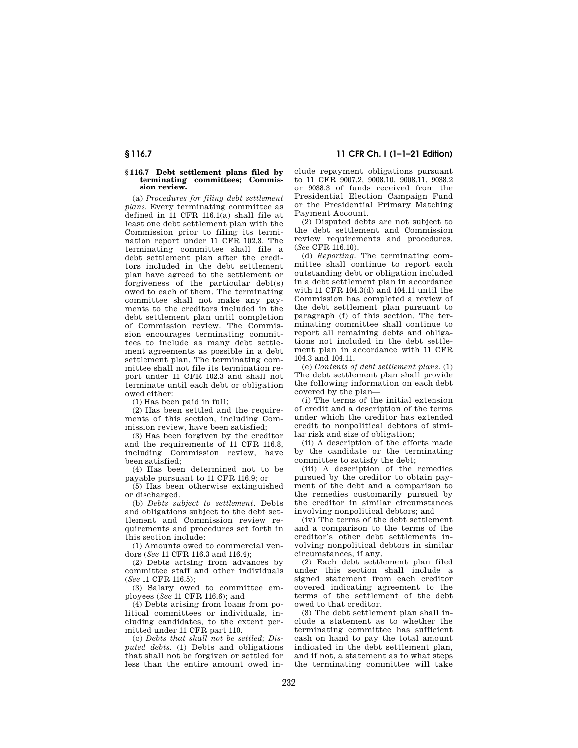## § 116.7 Debt settlement plans filed by terminating committees; Commission review.

(a) *Procedures for filing debt settlement plans.* Every terminating committee as defined in 11 CFR 116.1(a) shall file at least one debt settlement plan with the Commission prior to filing its termination report under 11 CFR 102.3. The terminating committee shall file a debt settlement plan after the creditors included in the debt settlement plan have agreed to the settlement or forgiveness of the particular debt(s) owed to each of them. The terminating committee shall not make any payments to the creditors included in the debt settlement plan until completion of Commission review. The Commission encourages terminating committees to include as many debt settlement agreements as possible in a debt settlement plan. The terminating committee shall not file its termination report under 11 CFR 102.3 and shall not terminate until each debt or obligation owed either:

(1) Has been paid in full;

(2) Has been settled and the requirements of this section, including Commission review, have been satisfied;

(3) Has been forgiven by the creditor and the requirements of 11 CFR 116.8, including Commission review, have been satisfied;

(4) Has been determined not to be payable pursuant to 11 CFR 116.9; or

(5) Has been otherwise extinguished or discharged.

(b) *Debts subject to settlement.* Debts and obligations subject to the debt settlement and Commission review requirements and procedures set forth in this section include:

(1) Amounts owed to commercial vendors (*See* 11 CFR 116.3 and 116.4);

(2) Debts arising from advances by committee staff and other individuals (*See* 11 CFR 116.5);

(3) Salary owed to committee employees (*See* 11 CFR 116.6); and

(4) Debts arising from loans from political committees or individuals, including candidates, to the extent permitted under 11 CFR part 110.

(c) *Debts that shall not be settled; Disputed debts.* (1) Debts and obligations that shall not be forgiven or settled for less than the entire amount owed include repayment obligations pursuant to 11 CFR 9007.2, 9008.10, 9008.11, 9038.2 or 9038.3 of funds received from the Presidential Election Campaign Fund or the Presidential Primary Matching Payment Account.

(2) Disputed debts are not subject to the debt settlement and Commission review requirements and procedures. (*See* CFR 116.10).

(d) *Reporting.* The terminating committee shall continue to report each outstanding debt or obligation included in a debt settlement plan in accordance with 11 CFR 104.3(d) and 104.11 until the Commission has completed a review of the debt settlement plan pursuant to paragraph (f) of this section. The terminating committee shall continue to report all remaining debts and obligations not included in the debt settlement plan in accordance with 11 CFR 104.3 and 104.11.

(e) *Contents of debt settlement plans.* (1) The debt settlement plan shall provide the following information on each debt covered by the plan—

(i) The terms of the initial extension of credit and a description of the terms under which the creditor has extended credit to nonpolitical debtors of similar risk and size of obligation;

(ii) A description of the efforts made by the candidate or the terminating committee to satisfy the debt;

(iii) A description of the remedies pursued by the creditor to obtain payment of the debt and a comparison to the remedies customarily pursued by the creditor in similar circumstances involving nonpolitical debtors; and

(iv) The terms of the debt settlement and a comparison to the terms of the creditor's other debt settlements involving nonpolitical debtors in similar circumstances, if any.

(2) Each debt settlement plan filed under this section shall include a signed statement from each creditor covered indicating agreement to the terms of the settlement of the debt owed to that creditor.

(3) The debt settlement plan shall include a statement as to whether the terminating committee has sufficient cash on hand to pay the total amount indicated in the debt settlement plan, and if not, a statement as to what steps the terminating committee will take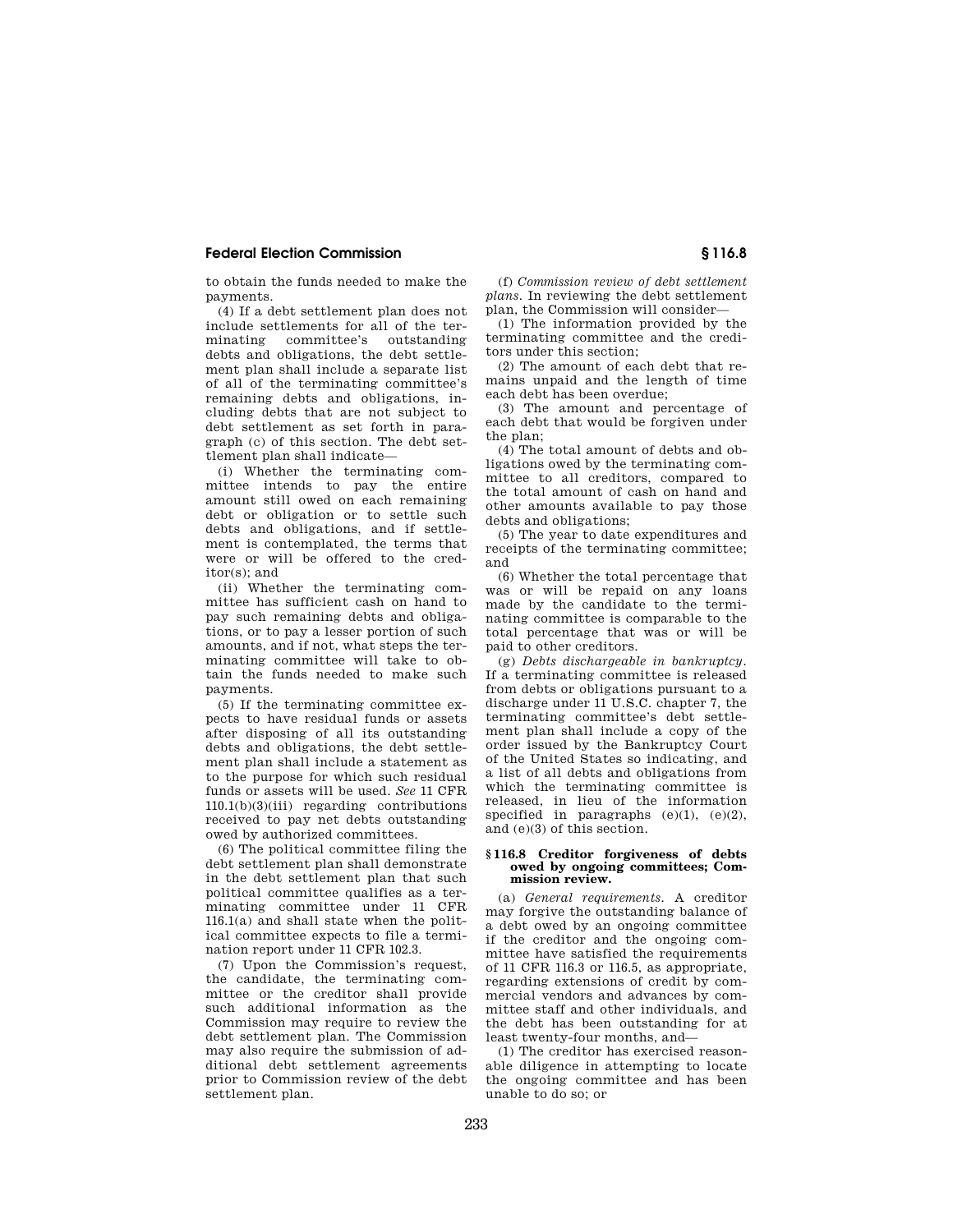to obtain the funds needed to make the payments.

(4) If a debt settlement plan does not include settlements for all of the terminating committee's outstanding debts and obligations, the debt settlement plan shall include a separate list of all of the terminating committee's remaining debts and obligations, including debts that are not subject to debt settlement as set forth in paragraph (c) of this section. The debt settlement plan shall indicate—

(i) Whether the terminating committee intends to pay the entire amount still owed on each remaining debt or obligation or to settle such debts and obligations, and if settlement is contemplated, the terms that were or will be offered to the creditor(s); and

(ii) Whether the terminating committee has sufficient cash on hand to pay such remaining debts and obligations, or to pay a lesser portion of such amounts, and if not, what steps the terminating committee will take to obtain the funds needed to make such payments.

(5) If the terminating committee expects to have residual funds or assets after disposing of all its outstanding debts and obligations, the debt settlement plan shall include a statement as to the purpose for which such residual funds or assets will be used. *See* 11 CFR 110.1(b)(3)(iii) regarding contributions received to pay net debts outstanding owed by authorized committees.

(6) The political committee filing the debt settlement plan shall demonstrate in the debt settlement plan that such political committee qualifies as a terminating committee under 11 CFR 116.1(a) and shall state when the political committee expects to file a termination report under 11 CFR 102.3.

(7) Upon the Commission's request, the candidate, the terminating committee or the creditor shall provide such additional information as the Commission may require to review the debt settlement plan. The Commission may also require the submission of additional debt settlement agreements prior to Commission review of the debt settlement plan.

(f) *Commission review of debt settlement plans.* In reviewing the debt settlement plan, the Commission will consider—

(1) The information provided by the terminating committee and the creditors under this section;

(2) The amount of each debt that remains unpaid and the length of time each debt has been overdue;

(3) The amount and percentage of each debt that would be forgiven under the plan;

(4) The total amount of debts and obligations owed by the terminating committee to all creditors, compared to the total amount of cash on hand and other amounts available to pay those debts and obligations;

(5) The year to date expenditures and receipts of the terminating committee; and

(6) Whether the total percentage that was or will be repaid on any loans made by the candidate to the terminating committee is comparable to the total percentage that was or will be paid to other creditors.

(g) *Debts dischargeable in bankruptcy.* If a terminating committee is released from debts or obligations pursuant to a discharge under 11 U.S.C. chapter 7, the terminating committee's debt settlement plan shall include a copy of the order issued by the Bankruptcy Court of the United States so indicating, and a list of all debts and obligations from which the terminating committee is released, in lieu of the information specified in paragraphs (e)(1), (e)(2), and (e)(3) of this section.

### § 116.8 Creditor forgiveness of debts owed by ongoing committees; Commission review.

(a) *General requirements.* A creditor may forgive the outstanding balance of a debt owed by an ongoing committee if the creditor and the ongoing committee have satisfied the requirements of 11 CFR 116.3 or 116.5, as appropriate, regarding extensions of credit by commercial vendors and advances by committee staff and other individuals, and the debt has been outstanding for at least twenty-four months, and—

(1) The creditor has exercised reasonable diligence in attempting to locate the ongoing committee and has been unable to do so; or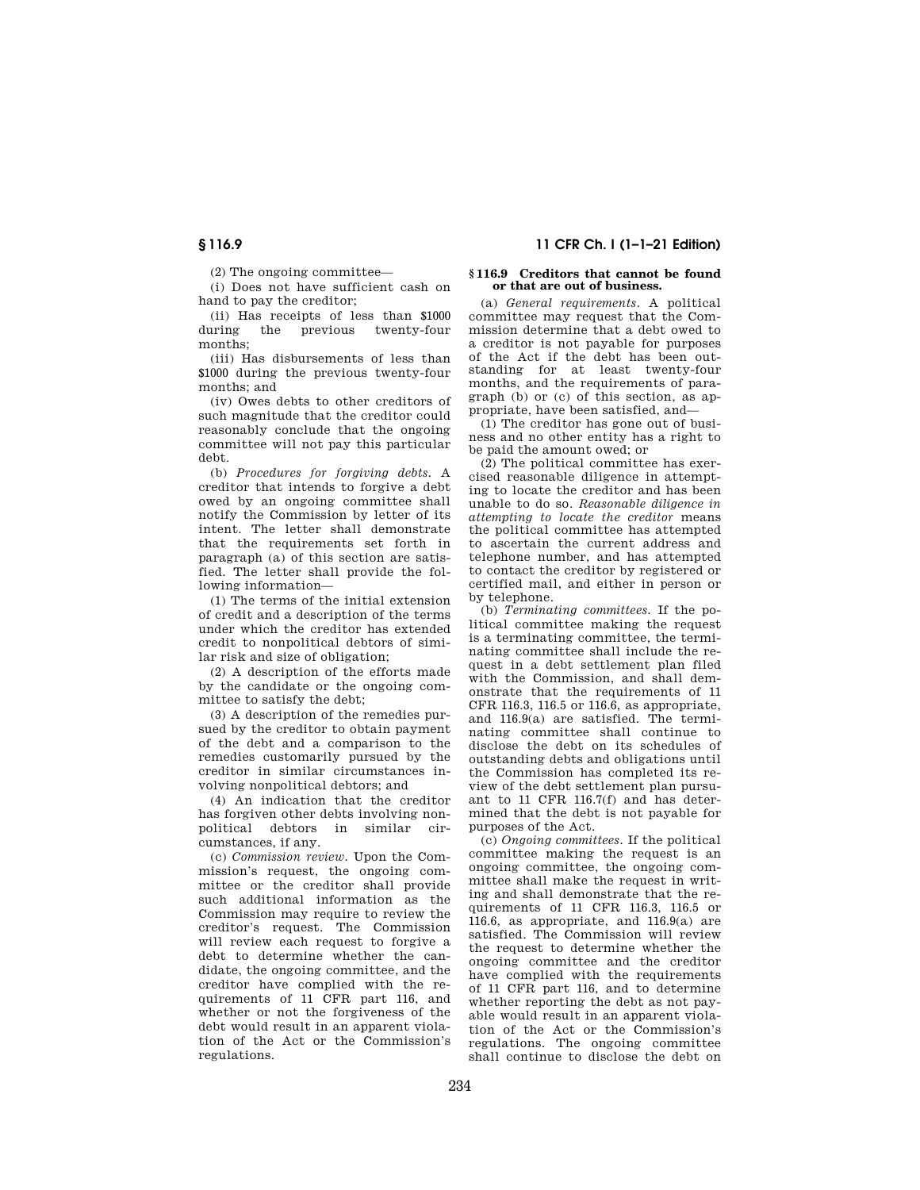(2) The ongoing committee—

(i) Does not have sufficient cash on hand to pay the creditor;

(ii) Has receipts of less than $1000 during the previous twenty-four months;

(iii) Has disbursements of less than $1000 during the previous twenty-four months; and

(iv) Owes debts to other creditors of such magnitude that the creditor could reasonably conclude that the ongoing committee will not pay this particular debt.

(b) *Procedures for forgiving debts.* A creditor that intends to forgive a debt owed by an ongoing committee shall notify the Commission by letter of its intent. The letter shall demonstrate that the requirements set forth in paragraph (a) of this section are satisfied. The letter shall provide the following information—

(1) The terms of the initial extension of credit and a description of the terms under which the creditor has extended credit to nonpolitical debtors of similar risk and size of obligation;

(2) A description of the efforts made by the candidate or the ongoing committee to satisfy the debt;

(3) A description of the remedies pursued by the creditor to obtain payment of the debt and a comparison to the remedies customarily pursued by the creditor in similar circumstances involving nonpolitical debtors; and

(4) An indication that the creditor has forgiven other debts involving nonpolitical debtors in similar circumstances, if any.

(c) *Commission review.* Upon the Commission's request, the ongoing committee or the creditor shall provide such additional information as the Commission may require to review the creditor's request. The Commission will review each request to forgive a debt to determine whether the candidate, the ongoing committee, and the creditor have complied with the requirements of 11 CFR part 116, and whether or not the forgiveness of the debt would result in an apparent violation of the Act or the Commission's regulations.

### § 116.9 Creditors that cannot be found or that are out of business.

(a) *General requirements.* A political committee may request that the Commission determine that a debt owed to a creditor is not payable for purposes of the Act if the debt has been outstanding for at least twenty-four months, and the requirements of paragraph (b) or (c) of this section, as appropriate, have been satisfied, and—

(1) The creditor has gone out of business and no other entity has a right to be paid the amount owed; or

(2) The political committee has exercised reasonable diligence in attempting to locate the creditor and has been unable to do so. *Reasonable diligence in attempting to locate the creditor* means the political committee has attempted to ascertain the current address and telephone number, and has attempted to contact the creditor by registered or certified mail, and either in person or by telephone.

(b) *Terminating committees.* If the political committee making the request is a terminating committee, the terminating committee shall include the request in a debt settlement plan filed with the Commission, and shall demonstrate that the requirements of 11 CFR 116.3, 116.5 or 116.6, as appropriate, and 116.9(a) are satisfied. The terminating committee shall continue to disclose the debt on its schedules of outstanding debts and obligations until the Commission has completed its review of the debt settlement plan pursuant to 11 CFR 116.7(f) and has determined that the debt is not payable for purposes of the Act.

(c) *Ongoing committees.* If the political committee making the request is an ongoing committee, the ongoing committee shall make the request in writing and shall demonstrate that the requirements of 11 CFR 116.3, 116.5 or 116.6, as appropriate, and 116.9(a) are satisfied. The Commission will review the request to determine whether the ongoing committee and the creditor have complied with the requirements of 11 CFR part 116, and to determine whether reporting the debt as not payable would result in an apparent violation of the Act or the Commission's regulations. The ongoing committee shall continue to disclose the debt on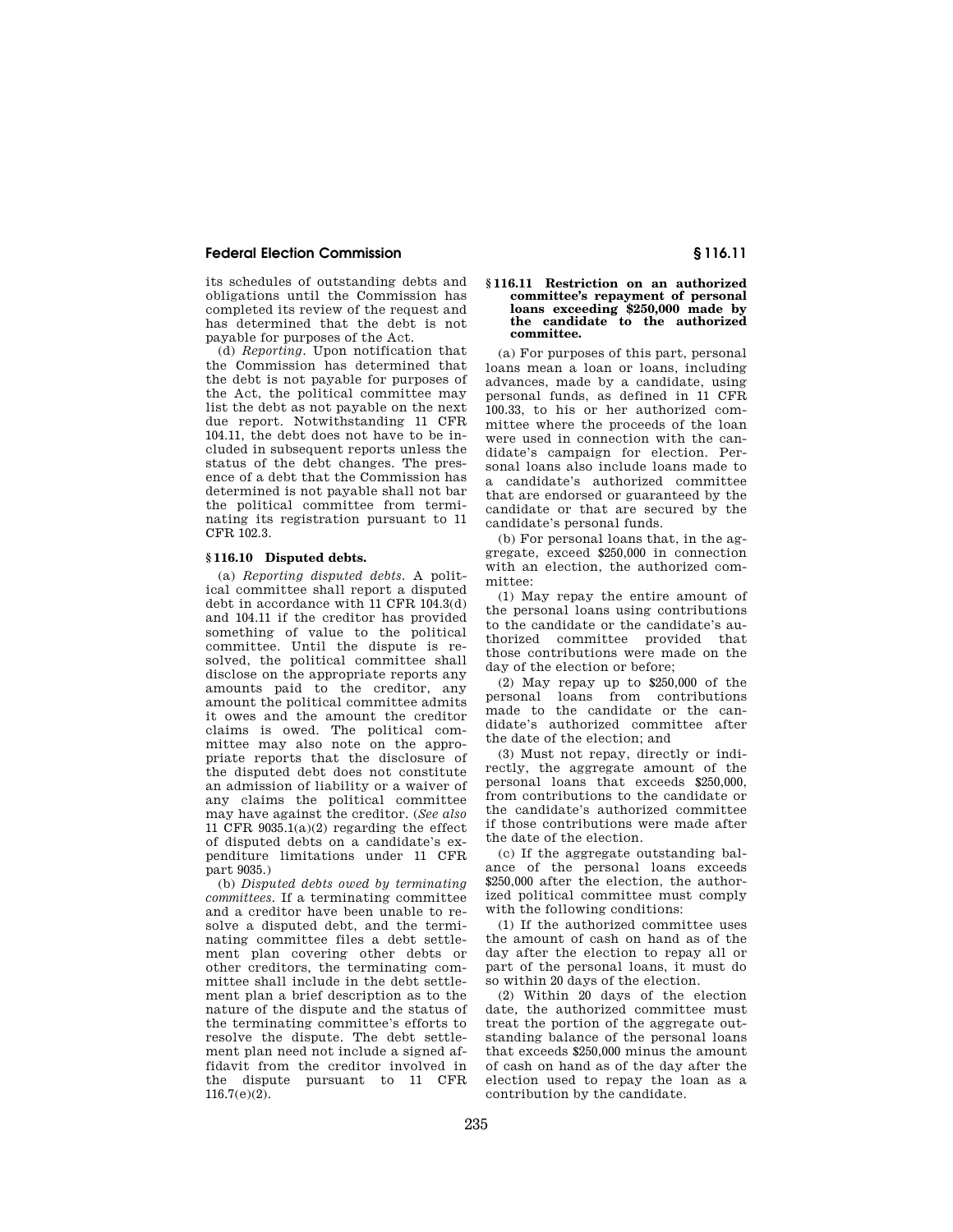its schedules of outstanding debts and obligations until the Commission has completed its review of the request and has determined that the debt is not payable for purposes of the Act.

(d) *Reporting.* Upon notification that the Commission has determined that the debt is not payable for purposes of the Act, the political committee may list the debt as not payable on the next due report. Notwithstanding 11 CFR 104.11, the debt does not have to be included in subsequent reports unless the status of the debt changes. The presence of a debt that the Commission has determined is not payable shall not bar the political committee from terminating its registration pursuant to 11 CFR 102.3.

### § 116.10 Disputed debts.

(a) *Reporting disputed debts.* A political committee shall report a disputed debt in accordance with 11 CFR 104.3(d) and 104.11 if the creditor has provided something of value to the political committee. Until the dispute is resolved, the political committee shall disclose on the appropriate reports any amounts paid to the creditor, any amount the political committee admits it owes and the amount the creditor claims is owed. The political committee may also note on the appropriate reports that the disclosure of the disputed debt does not constitute an admission of liability or a waiver of any claims the political committee may have against the creditor. (*See also* 11 CFR 9035.1(a)(2) regarding the effect of disputed debts on a candidate's expenditure limitations under 11 CFR part 9035.)

(b) *Disputed debts owed by terminating committees.* If a terminating committee and a creditor have been unable to resolve a disputed debt, and the terminating committee files a debt settlement plan covering other debts or other creditors, the terminating committee shall include in the debt settlement plan a brief description as to the nature of the dispute and the status of the terminating committee's efforts to resolve the dispute. The debt settlement plan need not include a signed affidavit from the creditor involved in the dispute pursuant to 11 CFR 116.7(e)(2).

### § 116.11 Restriction on an authorized committee's repayment of personal loans exceeding $250,000 made by the candidate to the authorized committee.

(a) For purposes of this part, personal loans mean a loan or loans, including advances, made by a candidate, using personal funds, as defined in 11 CFR 100.33, to his or her authorized committee where the proceeds of the loan were used in connection with the candidate's campaign for election. Personal loans also include loans made to a candidate's authorized committee that are endorsed or guaranteed by the candidate or that are secured by the candidate's personal funds.

(b) For personal loans that, in the aggregate, exceed $250,000 in connection with an election, the authorized committee:

(1) May repay the entire amount of the personal loans using contributions to the candidate or the candidate's authorized committee provided that those contributions were made on the day of the election or before;

(2) May repay up to $250,000 of the personal loans from contributions made to the candidate or the candidate's authorized committee after the date of the election; and

(3) Must not repay, directly or indirectly, the aggregate amount of the personal loans that exceeds $250,000, from contributions to the candidate or the candidate's authorized committee if those contributions were made after the date of the election.

(c) If the aggregate outstanding balance of the personal loans exceeds $250,000 after the election, the authorized political committee must comply with the following conditions:

(1) If the authorized committee uses the amount of cash on hand as of the day after the election to repay all or part of the personal loans, it must do so within 20 days of the election.

(2) Within 20 days of the election date, the authorized committee must treat the portion of the aggregate outstanding balance of the personal loans that exceeds $250,000 minus the amount of cash on hand as of the day after the election used to repay the loan as a contribution by the candidate.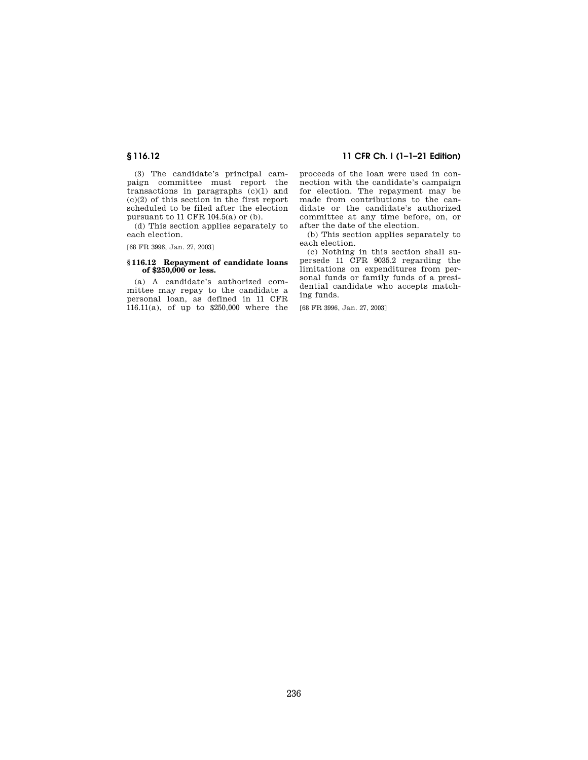(3) The candidate's principal campaign committee must report the transactions in paragraphs (c)(1) and (c)(2) of this section in the first report scheduled to be filed after the election pursuant to 11 CFR 104.5(a) or (b).

(d) This section applies separately to each election.

[68 FR 3996, Jan. 27, 2003]

### § 116.12 Repayment of candidate loans of $250,000 or less.

(a) A candidate's authorized committee may repay to the candidate a personal loan, as defined in 11 CFR 116.11(a), of up to $250,000 where the proceeds of the loan were used in connection with the candidate's campaign for election. The repayment may be made from contributions to the candidate or the candidate's authorized committee at any time before, on, or after the date of the election.

(b) This section applies separately to each election.

(c) Nothing in this section shall supersede 11 CFR 9035.2 regarding the limitations on expenditures from personal funds or family funds of a presidential candidate who accepts matching funds.

[68 FR 3996, Jan. 27, 2003]